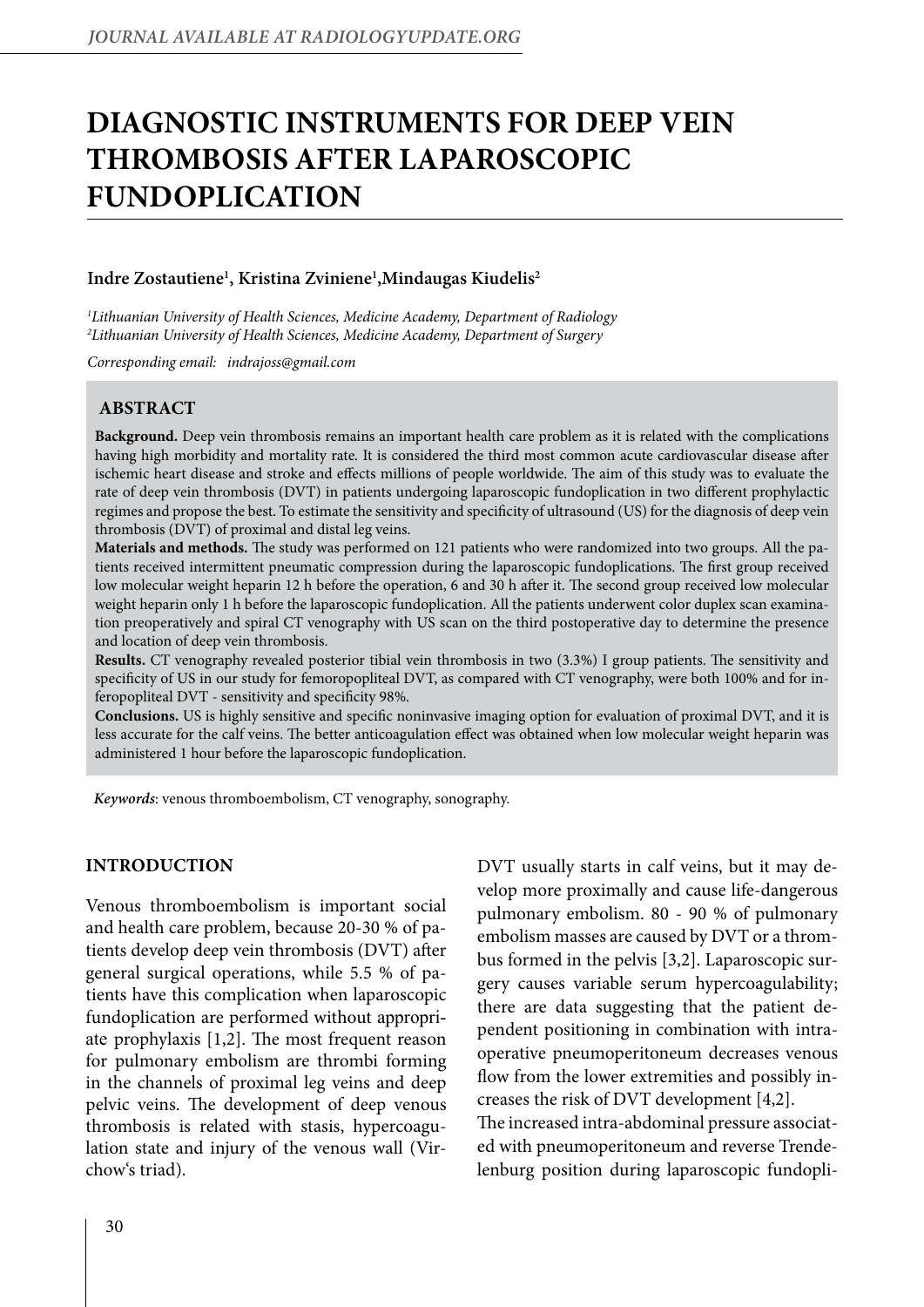# DIAGNOSTIC INSTRUMENTS FOR DEEP VEIN THROMBOSIS AFTER LAPAROSCOPIC FUNDOPLICATION

**Indre Zostautiene[1], Kristina Zviniene[1], Mindaugas Kiudelis[2]**

*[1]Lithuanian University of Health Sciences, Medicine Academy, Department of Radiology*
*[2]Lithuanian University of Health Sciences, Medicine Academy, Department of Surgery*

*Corresponding email: indrajoss@gmail.com*

## ABSTRACT

**Background.** Deep vein thrombosis remains an important health care problem as it is related with the complications having high morbidity and mortality rate. It is considered the third most common acute cardiovascular disease after ischemic heart disease and stroke and effects millions of people worldwide. The aim of this study was to evaluate the rate of deep vein thrombosis (DVT) in patients undergoing laparoscopic fundoplication in two different prophylactic regimes and propose the best. To estimate the sensitivity and specificity of ultrasound (US) for the diagnosis of deep vein thrombosis (DVT) of proximal and distal leg veins.

**Materials and methods.** The study was performed on 121 patients who were randomized into two groups. All the patients received intermittent pneumatic compression during the laparoscopic fundoplications. The first group received low molecular weight heparin 12 h before the operation, 6 and 30 h after it. The second group received low molecular weight heparin only 1 h before the laparoscopic fundoplication. All the patients underwent color duplex scan examination preoperatively and spiral CT venography with US scan on the third postoperative day to determine the presence and location of deep vein thrombosis.

**Results.** CT venography revealed posterior tibial vein thrombosis in two (3.3%) I group patients. The sensitivity and specificity of US in our study for femoropopliteal DVT, as compared with CT venography, were both 100% and for inferopopliteal DVT - sensitivity and specificity 98%.

**Conclusions.** US is highly sensitive and specific noninvasive imaging option for evaluation of proximal DVT, and it is less accurate for the calf veins. The better anticoagulation effect was obtained when low molecular weight heparin was administered 1 hour before the laparoscopic fundoplication.

*Keywords*: venous thromboembolism, CT venography, sonography.

## INTRODUCTION

Venous thromboembolism is important social and health care problem, because 20-30 % of patients develop deep vein thrombosis (DVT) after general surgical operations, while 5.5 % of patients have this complication when laparoscopic fundoplication are performed without appropriate prophylaxis [1,2]. The most frequent reason for pulmonary embolism are thrombi forming in the channels of proximal leg veins and deep pelvic veins. The development of deep venous thrombosis is related with stasis, hypercoagulation state and injury of the venous wall (Virchow's triad).

DVT usually starts in calf veins, but it may develop more proximally and cause life-dangerous pulmonary embolism. 80 - 90 % of pulmonary embolism masses are caused by DVT or a thrombus formed in the pelvis [3,2]. Laparoscopic surgery causes variable serum hypercoagulability; there are data suggesting that the patient dependent positioning in combination with intraoperative pneumoperitoneum decreases venous flow from the lower extremities and possibly increases the risk of DVT development [4,2].

The increased intra-abdominal pressure associated with pneumoperitoneum and reverse Trendelenburg position during laparoscopic fundopli-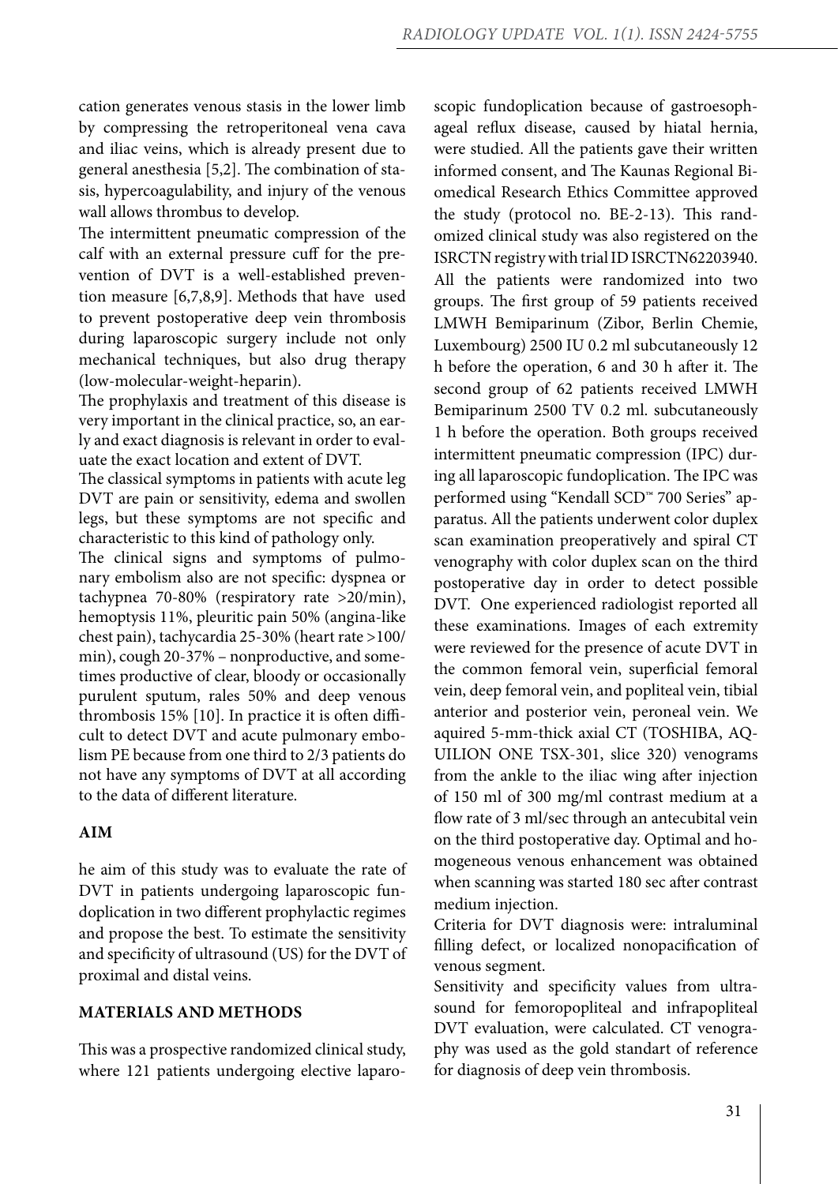cation generates venous stasis in the lower limb by compressing the retroperitoneal vena cava and iliac veins, which is already present due to general anesthesia [5,2]. The combination of stasis, hypercoagulability, and injury of the venous wall allows thrombus to develop.

The intermittent pneumatic compression of the calf with an external pressure cuff for the prevention of DVT is a well-established prevention measure [6,7,8,9]. Methods that have used to prevent postoperative deep vein thrombosis during laparoscopic surgery include not only mechanical techniques, but also drug therapy (low-molecular-weight-heparin).

The prophylaxis and treatment of this disease is very important in the clinical practice, so, an early and exact diagnosis is relevant in order to evaluate the exact location and extent of DVT.

The classical symptoms in patients with acute leg DVT are pain or sensitivity, edema and swollen legs, but these symptoms are not specific and characteristic to this kind of pathology only.

The clinical signs and symptoms of pulmonary embolism also are not specific: dyspnea or tachypnea 70-80% (respiratory rate >20/min), hemoptysis 11%, pleuritic pain 50% (angina-like chest pain), tachycardia 25-30% (heart rate >100/min), cough 20-37% – nonproductive, and sometimes productive of clear, bloody or occasionally purulent sputum, rales 50% and deep venous thrombosis 15% [10]. In practice it is often difficult to detect DVT and acute pulmonary embolism PE because from one third to 2/3 patients do not have any symptoms of DVT at all according to the data of different literature.

## AIM

he aim of this study was to evaluate the rate of DVT in patients undergoing laparoscopic fundoplication in two different prophylactic regimes and propose the best. To estimate the sensitivity and specificity of ultrasound (US) for the DVT of proximal and distal veins.

## MATERIALS AND METHODS

This was a prospective randomized clinical study, where 121 patients undergoing elective laparoscopic fundoplication because of gastroesophageal reflux disease, caused by hiatal hernia, were studied. All the patients gave their written informed consent, and The Kaunas Regional Biomedical Research Ethics Committee approved the study (protocol no. BE-2-13). This randomized clinical study was also registered on the ISRCTN registry with trial ID ISRCTN62203940. All the patients were randomized into two groups. The first group of 59 patients received LMWH Bemiparinum (Zibor, Berlin Chemie, Luxembourg) 2500 IU 0.2 ml subcutaneously 12 h before the operation, 6 and 30 h after it. The second group of 62 patients received LMWH Bemiparinum 2500 TV 0.2 ml. subcutaneously 1 h before the operation. Both groups received intermittent pneumatic compression (IPC) during all laparoscopic fundoplication. The IPC was performed using "Kendall SCD™ 700 Series" apparatus. All the patients underwent color duplex scan examination preoperatively and spiral CT venography with color duplex scan on the third postoperative day in order to detect possible DVT. One experienced radiologist reported all these examinations. Images of each extremity were reviewed for the presence of acute DVT in the common femoral vein, superficial femoral vein, deep femoral vein, and popliteal vein, tibial anterior and posterior vein, peroneal vein. We aquired 5-mm-thick axial CT (TOSHIBA, AQUILION ONE TSX-301, slice 320) venograms from the ankle to the iliac wing after injection of 150 ml of 300 mg/ml contrast medium at a flow rate of 3 ml/sec through an antecubital vein on the third postoperative day. Optimal and homogeneous venous enhancement was obtained when scanning was started 180 sec after contrast medium injection.

Criteria for DVT diagnosis were: intraluminal filling defect, or localized nonopacification of venous segment.

Sensitivity and specificity values from ultrasound for femoropopliteal and infrapopliteal DVT evaluation, were calculated. CT venography was used as the gold standart of reference for diagnosis of deep vein thrombosis.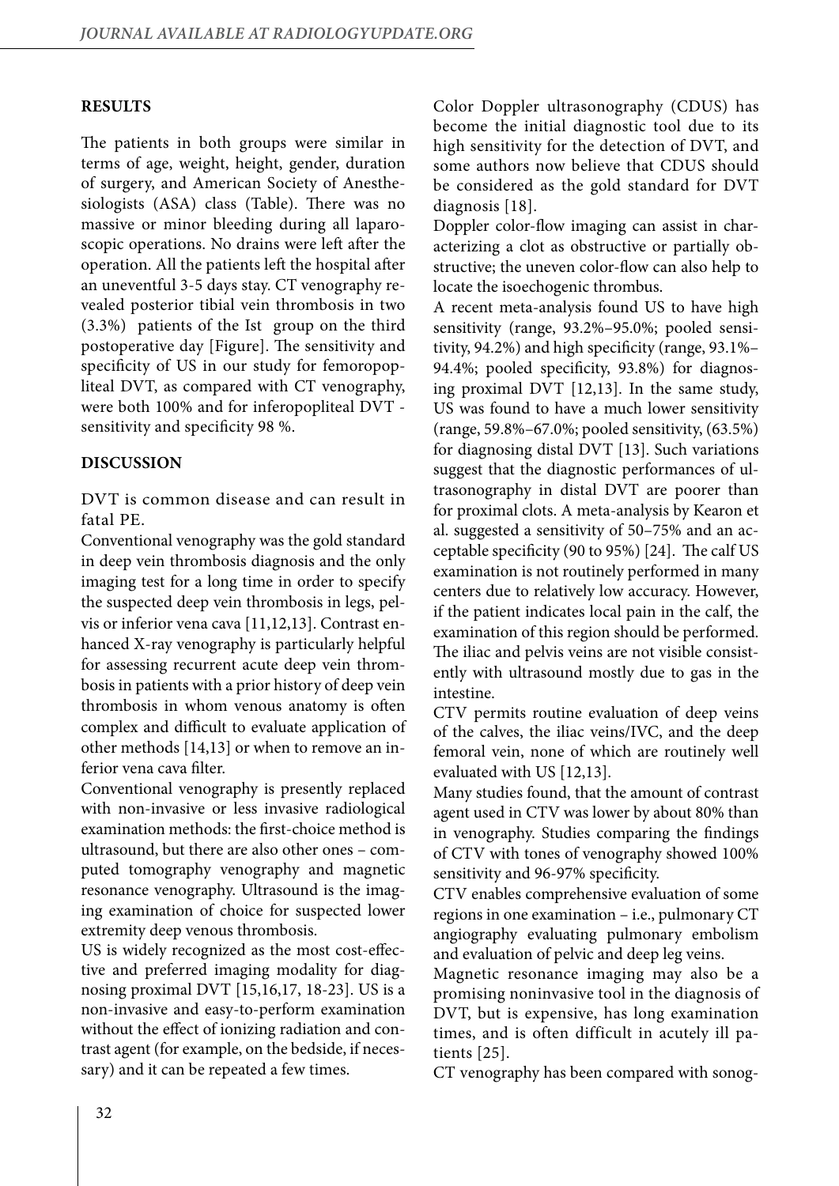## RESULTS

The patients in both groups were similar in terms of age, weight, height, gender, duration of surgery, and American Society of Anesthesiologists (ASA) class (Table). There was no massive or minor bleeding during all laparoscopic operations. No drains were left after the operation. All the patients left the hospital after an uneventful 3-5 days stay. CT venography revealed posterior tibial vein thrombosis in two (3.3%) patients of the Ist group on the third postoperative day [Figure]. The sensitivity and specificity of US in our study for femoropopliteal DVT, as compared with CT venography, were both 100% and for inferopopliteal DVT - sensitivity and specificity 98 %.

## DISCUSSION

DVT is common disease and can result in fatal PE.

Conventional venography was the gold standard in deep vein thrombosis diagnosis and the only imaging test for a long time in order to specify the suspected deep vein thrombosis in legs, pelvis or inferior vena cava [11,12,13]. Contrast enhanced X-ray venography is particularly helpful for assessing recurrent acute deep vein thrombosis in patients with a prior history of deep vein thrombosis in whom venous anatomy is often complex and difficult to evaluate application of other methods [14,13] or when to remove an inferior vena cava filter.

Conventional venography is presently replaced with non-invasive or less invasive radiological examination methods: the first-choice method is ultrasound, but there are also other ones – computed tomography venography and magnetic resonance venography. Ultrasound is the imaging examination of choice for suspected lower extremity deep venous thrombosis.

US is widely recognized as the most cost-effective and preferred imaging modality for diagnosing proximal DVT [15,16,17, 18-23]. US is a non-invasive and easy-to-perform examination without the effect of ionizing radiation and contrast agent (for example, on the bedside, if necessary) and it can be repeated a few times.

Color Doppler ultrasonography (CDUS) has become the initial diagnostic tool due to its high sensitivity for the detection of DVT, and some authors now believe that CDUS should be considered as the gold standard for DVT diagnosis [18].

Doppler color-flow imaging can assist in characterizing a clot as obstructive or partially obstructive; the uneven color-flow can also help to locate the isoechogenic thrombus.

A recent meta-analysis found US to have high sensitivity (range, 93.2%–95.0%; pooled sensitivity, 94.2%) and high specificity (range, 93.1%–94.4%; pooled specificity, 93.8%) for diagnosing proximal DVT [12,13]. In the same study, US was found to have a much lower sensitivity (range, 59.8%–67.0%; pooled sensitivity, (63.5%) for diagnosing distal DVT [13]. Such variations suggest that the diagnostic performances of ultrasonography in distal DVT are poorer than for proximal clots. A meta-analysis by Kearon et al. suggested a sensitivity of 50–75% and an acceptable specificity (90 to 95%) [24]. The calf US examination is not routinely performed in many centers due to relatively low accuracy. However, if the patient indicates local pain in the calf, the examination of this region should be performed. The iliac and pelvis veins are not visible consistently with ultrasound mostly due to gas in the intestine.

CTV permits routine evaluation of deep veins of the calves, the iliac veins/IVC, and the deep femoral vein, none of which are routinely well evaluated with US [12,13].

Many studies found, that the amount of contrast agent used in CTV was lower by about 80% than in venography. Studies comparing the findings of CTV with tones of venography showed 100% sensitivity and 96-97% specificity.

CTV enables comprehensive evaluation of some regions in one examination – i.e., pulmonary CT angiography evaluating pulmonary embolism and evaluation of pelvic and deep leg veins.

Magnetic resonance imaging may also be a promising noninvasive tool in the diagnosis of DVT, but is expensive, has long examination times, and is often difficult in acutely ill patients [25].

CT venography has been compared with sonog-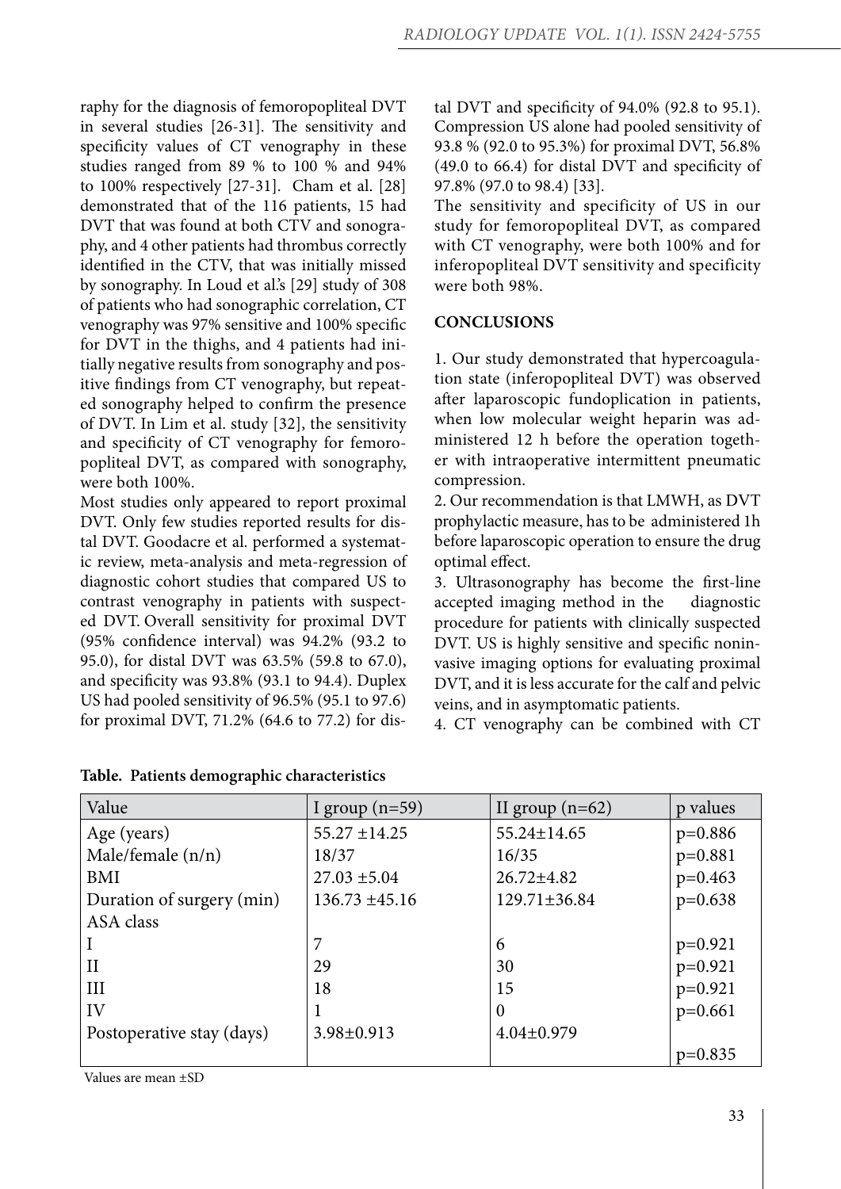raphy for the diagnosis of femoropopliteal DVT in several studies [26-31]. The sensitivity and specificity values of CT venography in these studies ranged from 89 % to 100 % and 94% to 100% respectively [27-31]. Cham et al. [28] demonstrated that of the 116 patients, 15 had DVT that was found at both CTV and sonography, and 4 other patients had thrombus correctly identified in the CTV, that was initially missed by sonography. In Loud et al.'s [29] study of 308 of patients who had sonographic correlation, CT venography was 97% sensitive and 100% specific for DVT in the thighs, and 4 patients had initially negative results from sonography and positive findings from CT venography, but repeated sonography helped to confirm the presence of DVT. In Lim et al. study [32], the sensitivity and specificity of CT venography for femoropopliteal DVT, as compared with sonography, were both 100%.

Most studies only appeared to report proximal DVT. Only few studies reported results for distal DVT. Goodacre et al. performed a systematic review, meta-analysis and meta-regression of diagnostic cohort studies that compared US to contrast venography in patients with suspected DVT. Overall sensitivity for proximal DVT (95% confidence interval) was 94.2% (93.2 to 95.0), for distal DVT was 63.5% (59.8 to 67.0), and specificity was 93.8% (93.1 to 94.4). Duplex US had pooled sensitivity of 96.5% (95.1 to 97.6) for proximal DVT, 71.2% (64.6 to 77.2) for distal DVT and specificity of 94.0% (92.8 to 95.1). Compression US alone had pooled sensitivity of 93.8 % (92.0 to 95.3%) for proximal DVT, 56.8% (49.0 to 66.4) for distal DVT and specificity of 97.8% (97.0 to 98.4) [33].

The sensitivity and specificity of US in our study for femoropopliteal DVT, as compared with CT venography, were both 100% and for inferopopliteal DVT sensitivity and specificity were both 98%.

## CONCLUSIONS

1. Our study demonstrated that hypercoagulation state (inferopopliteal DVT) was observed after laparoscopic fundoplication in patients, when low molecular weight heparin was administered 12 h before the operation together with intraoperative intermittent pneumatic compression.
2. Our recommendation is that LMWH, as DVT prophylactic measure, has to be administered 1h before laparoscopic operation to ensure the drug optimal effect.
3. Ultrasonography has become the first-line accepted imaging method in the diagnostic procedure for patients with clinically suspected DVT. US is highly sensitive and specific noninvasive imaging options for evaluating proximal DVT, and it is less accurate for the calf and pelvic veins, and in asymptomatic patients.
4. CT venography can be combined with CT

**Table. Patients demographic characteristics**

| Value | I group (n=59) | II group (n=62) | p values |
|---|---|---|---|
| Age (years) | 55.27 ±14.25 | 55.24±14.65 | p=0.886 |
| Male/female (n/n) | 18/37 | 16/35 | p=0.881 |
| BMI | 27.03 ±5.04 | 26.72±4.82 | p=0.463 |
| Duration of surgery (min) | 136.73 ±45.16 | 129.71±36.84 | p=0.638 |
| ASA class | | | |
| I | 7 | 6 | p=0.921 |
| II | 29 | 30 | p=0.921 |
| III | 18 | 15 | p=0.921 |
| IV | 1 | 0 | p=0.661 |
| Postoperative stay (days) | 3.98±0.913 | 4.04±0.979 | p=0.835 |

Values are mean ±SD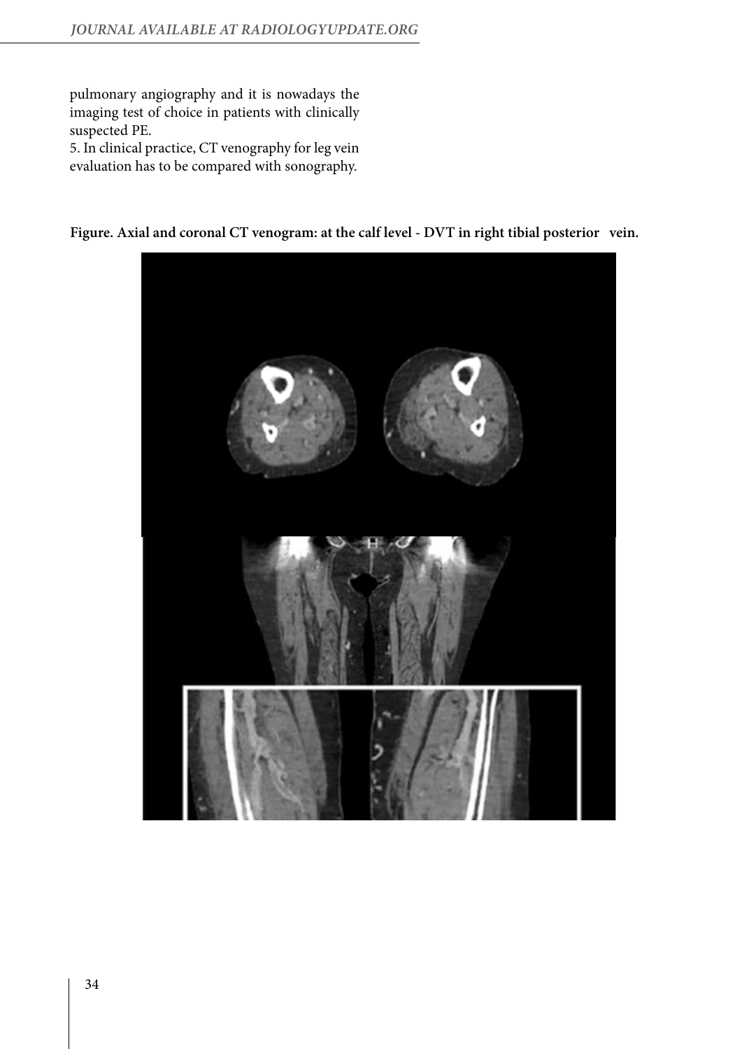pulmonary angiography and it is nowadays the imaging test of choice in patients with clinically suspected PE.

5. In clinical practice, CT venography for leg vein evaluation has to be compared with sonography.

**Figure. Axial and coronal CT venogram: at the calf level - DVT in right tibial posterior vein.**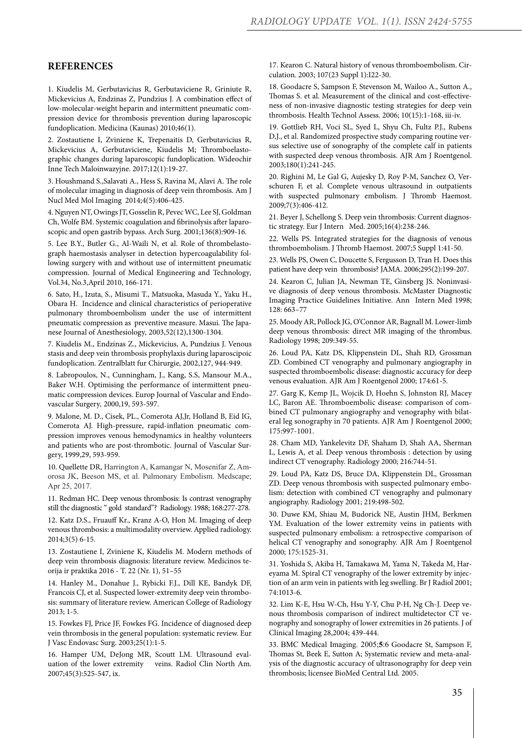## REFERENCES

1. Kiudelis M, Gerbutavicius R, Gerbutaviciene R, Griniute R, Mickevicius A, Endzinas Z, Pundzius J. A combination effect of low-molecular-weight heparin and intermittent pneumatic compression device for thrombosis prevention during laparoscopic fundoplication. Medicina (Kaunas) 2010;46(1).

2. Zostautiene I, Zviniene K, Trepenaitis D, Gerbutavicius R, Mickevicius A, Gerbutaviciene, Kiudelis M; Thromboelastographic changes during laparoscopic fundoplication. Wideochir Inne Tech Maloinwazyjne. 2017;12(1):19-27.

3. Houshmand S.,Salavati A., Hess S, Ravina M, Alavi A. The role of molecular imaging in diagnosis of deep vein thrombosis. Am J Nucl Med Mol Imaging 2014;4(5):406-425.

4. Nguyen NT, Owings JT, Gosselin R, Pevec WC, Lee SJ, Goldman Ch, Wolfe BM. Systemic coagulation and fibrinolysis after laparoscopic and open gastrib bypass. Arch Surg. 2001;136(8):909-16.

5. Lee B.Y., Butler G., Al-Waili N, et al. Role of thrombelastograph haemostasis analyser in detection hypercoagulability following surgery with and without use of intermittent pneumatic compression. Journal of Medical Engineering and Technology, Vol.34, No.3,April 2010, 166-171.

6. Sato, H., Izuta, S., Misumi T., Matsuoka, Masuda Y., Yaku H., Obara H. Incidence and clinical characteristics of perioperative pulmonary thromboembolism under the use of intermittent pneumatic compression as preventive measure. Masui. The Japanese Journal of Anesthesiology, 2003,52(12),1300-1304.

7. Kiudelis M., Endzinas Z., Mickevicius, A, Pundzius J. Venous stasis and deep vein thrombosis prophylaxis during laparoscipoic fundoplication. Zentralblatt fur Chirurgie, 2002,127, 944-949.

8. Labropoulos, N., Cunningham, J., Kang, S.S, Mansour M.A., Baker W.H. Optimising the performance of intermittent pneumatic compression devices. Europ Journal of Vascular and Endovascular Surgery, 2000,19, 593-597.

9. Malone, M. D., Cisek, PL., Comerota AJ,Jr, Holland B, Eid IG, Comerota AJ. High-pressure, rapid-inflation pneumatic compression improves venous hemodynamics in healthy volunteers and patients who are post-thrombotic. Journal of Vascular Surgery, 1999,29, 593-959.

10. Quellette DR, Harrington A, Kamangar N, Mosenifar Z, Amorosa JK, Beeson MS, et al. Pulmonary Embolism. Medscape; Apr 25, 2017.

11. Redman HC. Deep venous thrombosis: Is contrast venography still the diagnostic " gold standard"? Radiology. 1988; 168:277-278.

12. Katz D.S., Fruauff Kr., Kranz A-O, Hon M. Imaging of deep venous thrombosis: a multimodality overview. Applied radiology. 2014;3(5) 6-15.

13. Zostautiene I, Zviniene K, Kiudelis M. Modern methods of deep vein thrombosis diagnosis: literature review. Medicinos teorija ir praktika 2016 - T. 22 (Nr. 1), 51–55

14. Hanley M., Donahue J., Rybicki F.J., Dill KE, Bandyk DF, Francois CJ, et al. Suspected lower-extremity deep vein thrombosis: summary of literature review. American College of Radiology 2013; 1-5.

15. Fowkes FJ, Price JF, Fowkes FG. Incidence of diagnosed deep vein thrombosis in the general population: systematic review. Eur J Vasc Endovasc Surg. 2003;25(1):1-5.

16. Hamper UM, DeJong MR, Scoutt LM. Ultrasound evaluation of the lower extremity veins. Radiol Clin North Am. 2007;45(3):525-547, ix.

17. Kearon C. Natural history of venous thromboembolism. Circulation. 2003; 107(23 Suppl 1):I22-30.

18. Goodacre S, Sampson F, Stevenson M, Wailoo A., Sutton A., Thomas S. et al. Measurement of the clinical and cost-effectiveness of non-invasive diagnostic testing strategies for deep vein thrombosis. Health Technol Assess. 2006; 10(15):1-168, iii-iv.

19. Gottlieb RH, Voci SL, Syed L, Shyu Ch, Fultz P.J., Rubens D,J., et al. Randomized prospective study comparing routine versus selective use of sonography of the complete calf in patients with suspected deep venous thrombosis. AJR Am J Roentgenol. 2003;180(1):241-245.

20. Righini M, Le Gal G, Aujesky D, Roy P-M, Sanchez O, Verschuren F, et al. Complete venous ultrasound in outpatients with suspected pulmonary embolism. J Thromb Haemost. 2009;7(3):406-412.

21. Beyer J, Schellong S. Deep vein thrombosis: Current diagnostic strategy. Eur J Intern Med. 2005;16(4):238-246.

22. Wells PS. Integrated strategies for the diagnosis of venous thromboembolism. J Thromb Haemost. 2007;5 Suppl 1:41-50.

23. Wells PS, Owen C, Doucette S, Fergusson D, Tran H. Does this patient have deep vein thrombosis? JAMA. 2006;295(2):199-207.

24. Kearon C, Julian JA, Newman TE, Ginsberg JS. Noninvasive diagnosis of deep venous thrombosis. McMaster Diagnostic Imaging Practice Guidelines Initiative. Ann Intern Med 1998; 128: 663–77

25. Moody AR, Pollock JG, O'Connor AR, Bagnall M. Lower-limb deep venous thrombosis: direct MR imaging of the thrombus. Radiology 1998; 209:349-55.

26. Loud PA, Katz DS, Klippenstein DL, Shah RD, Grossman ZD. Combined CT venography and pulmonary angiography in suspected thromboembolic disease: diagnostic accuracy for deep venous evaluation. AJR Am J Roentgenol 2000; 174:61-5.

27. Garg K, Kemp JL, Wojcik D, Hoehn S, Johnston RJ, Macey LC, Baron AE. Thromboembolic disease: comparison of combined CT pulmonary angiography and venography with bilateral leg sonography in 70 patients. AJR Am J Roentgenol 2000; 175:997-1001.

28. Cham MD, Yankelevitz DF, Shaham D, Shah AA, Sherman L, Lewis A, et al. Deep venous thrombosis : detection by using indirect CT venography. Radiology 2000; 216:744-51.

29. Loud PA, Katz DS, Bruce DA, Klippenstein DL, Grossman ZD. Deep venous thrombosis with suspected pulmonary embolism: detection with combined CT venography and pulmonary angiography. Radiology 2001; 219:498-502.

30. Duwe KM, Shiau M, Budorick NE, Austin JHM, Berkmen YM. Evaluation of the lower extremity veins in patients with suspected pulmonary embolism: a retrospective comparison of helical CT venography and sonography. AJR Am J Roentgenol 2000; 175:1525-31.

31. Yoshida S, Akiba H, Tamakawa M, Yama N, Takeda M, Hareyama M. Spiral CT venography of the lower extremity by injection of an arm vein in patients with leg swelling. Br J Radiol 2001; 74:1013-6.

32. Lim K-E, Hsu W-Ch, Hsu Y-Y, Chu P-H, Ng Ch-J. Deep venous thrombosis comparison of indirect multidetector CT venography and sonography of lower extremities in 26 patients. J of Clinical Imaging 28,2004; 439-444.

33. BMC Medical Imaging. 2005;**5**:6 Goodacre St, Sampson F, Thomas St, Beek E, Sutton A; Systematic review and meta-analysis of the diagnostic accuracy of ultrasonography for deep vein thrombosis; licensee BioMed Central Ltd. 2005.